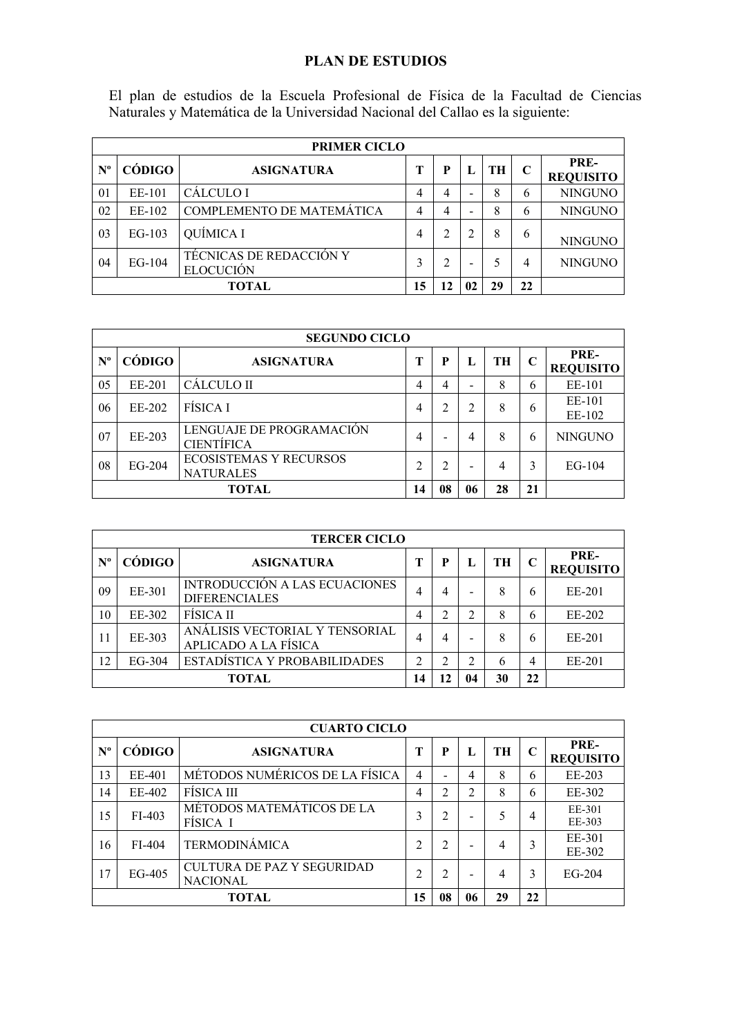## PLAN DE ESTUDIOS

El plan de estudios de la Escuela Profesional de Física de la Facultad de Ciencias Naturales y Matemática de la Universidad Nacional del Callao es la siguiente:

| PRIMER CICLO | | | | | | | | |
|---|---|---|---|---|---|---|---|---|
| **Nº** | **CÓDIGO** | **ASIGNATURA** | **T** | **P** | **L** | **TH** | **C** | **PRE-REQUISITO** |
| 01 | EE-101 | CÁLCULO I | 4 | 4 | - | 8 | 6 | NINGUNO |
| 02 | EE-102 | COMPLEMENTO DE MATEMÁTICA | 4 | 4 | - | 8 | 6 | NINGUNO |
| 03 | EG-103 | QUÍMICA I | 4 | 2 | 2 | 8 | 6 | NINGUNO |
| 04 | EG-104 | TÉCNICAS DE REDACCIÓN Y ELOCUCIÓN | 3 | 2 | - | 5 | 4 | NINGUNO |
| | | **TOTAL** | **15** | **12** | **02** | **29** | **22** | |

| SEGUNDO CICLO | | | | | | | | |
|---|---|---|---|---|---|---|---|---|
| **Nº** | **CÓDIGO** | **ASIGNATURA** | **T** | **P** | **L** | **TH** | **C** | **PRE-REQUISITO** |
| 05 | EE-201 | CÁLCULO II | 4 | 4 | - | 8 | 6 | EE-101 |
| 06 | EE-202 | FÍSICA I | 4 | 2 | 2 | 8 | 6 | EE-101<br>EE-102 |
| 07 | EE-203 | LENGUAJE DE PROGRAMACIÓN CIENTÍFICA | 4 | - | 4 | 8 | 6 | NINGUNO |
| 08 | EG-204 | ECOSISTEMAS Y RECURSOS NATURALES | 2 | 2 | - | 4 | 3 | EG-104 |
| | | **TOTAL** | **14** | **08** | **06** | **28** | **21** | |

| TERCER CICLO | | | | | | | | |
|---|---|---|---|---|---|---|---|---|
| **Nº** | **CÓDIGO** | **ASIGNATURA** | **T** | **P** | **L** | **TH** | **C** | **PRE-REQUISITO** |
| 09 | EE-301 | INTRODUCCIÓN A LAS ECUACIONES DIFERENCIALES | 4 | 4 | - | 8 | 6 | EE-201 |
| 10 | EE-302 | FÍSICA II | 4 | 2 | 2 | 8 | 6 | EE-202 |
| 11 | EE-303 | ANÁLISIS VECTORIAL Y TENSORIAL APLICADO A LA FÍSICA | 4 | 4 | - | 8 | 6 | EE-201 |
| 12 | EG-304 | ESTADÍSTICA Y PROBABILIDADES | 2 | 2 | 2 | 6 | 4 | EE-201 |
| | | **TOTAL** | **14** | **12** | **04** | **30** | **22** | |

| CUARTO CICLO | | | | | | | | |
|---|---|---|---|---|---|---|---|---|
| **Nº** | **CÓDIGO** | **ASIGNATURA** | **T** | **P** | **L** | **TH** | **C** | **PRE-REQUISITO** |
| 13 | EE-401 | MÉTODOS NUMÉRICOS DE LA FÍSICA | 4 | - | 4 | 8 | 6 | EE-203 |
| 14 | EE-402 | FÍSICA III | 4 | 2 | 2 | 8 | 6 | EE-302 |
| 15 | FI-403 | MÉTODOS MATEMÁTICOS DE LA FÍSICA I | 3 | 2 | - | 5 | 4 | EE-301<br>EE-303 |
| 16 | FI-404 | TERMODINÁMICA | 2 | 2 | - | 4 | 3 | EE-301<br>EE-302 |
| 17 | EG-405 | CULTURA DE PAZ Y SEGURIDAD NACIONAL | 2 | 2 | - | 4 | 3 | EG-204 |
| | | **TOTAL** | **15** | **08** | **06** | **29** | **22** | |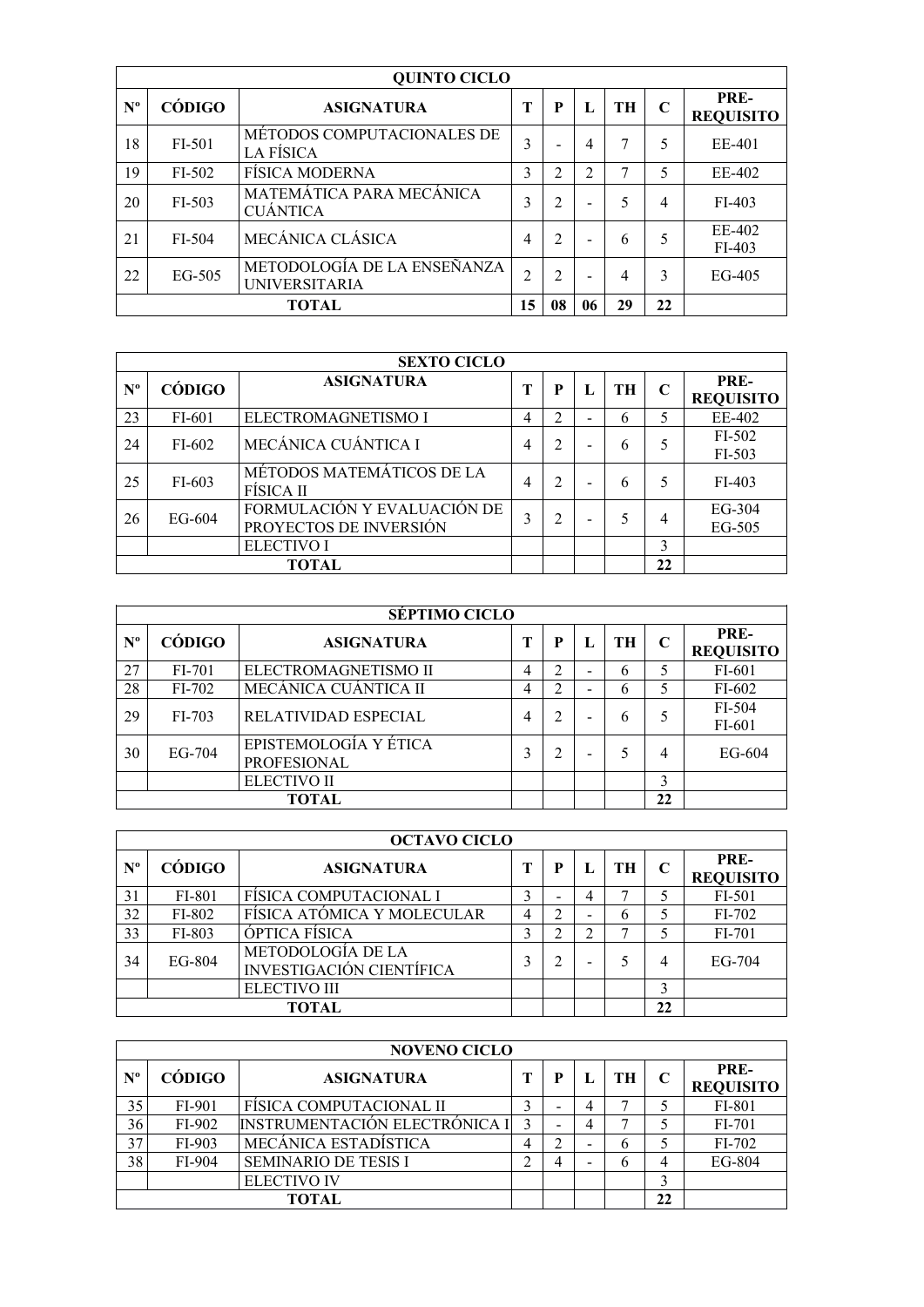| QUINTO CICLO | | | | | | | | |
|---|---|---|---|---|---|---|---|---|
| Nº | CÓDIGO | ASIGNATURA | T | P | L | TH | C | PRE-REQUISITO |
| 18 | FI-501 | MÉTODOS COMPUTACIONALES DE LA FÍSICA | 3 | - | 4 | 7 | 5 | EE-401 |
| 19 | FI-502 | FÍSICA MODERNA | 3 | 2 | 2 | 7 | 5 | EE-402 |
| 20 | FI-503 | MATEMÁTICA PARA MECÁNICA CUÁNTICA | 3 | 2 | - | 5 | 4 | FI-403 |
| 21 | FI-504 | MECÁNICA CLÁSICA | 4 | 2 | - | 6 | 5 | EE-402 FI-403 |
| 22 | EG-505 | METODOLOGÍA DE LA ENSEÑANZA UNIVERSITARIA | 2 | 2 | - | 4 | 3 | EG-405 |
| | | TOTAL | 15 | 08 | 06 | 29 | 22 | |

| SEXTO CICLO | | | | | | | | |
|---|---|---|---|---|---|---|---|---|
| Nº | CÓDIGO | ASIGNATURA | T | P | L | TH | C | PRE-REQUISITO |
| 23 | FI-601 | ELECTROMAGNETISMO I | 4 | 2 | - | 6 | 5 | EE-402 |
| 24 | FI-602 | MECÁNICA CUÁNTICA I | 4 | 2 | - | 6 | 5 | FI-502 FI-503 |
| 25 | FI-603 | MÉTODOS MATEMÁTICOS DE LA FÍSICA II | 4 | 2 | - | 6 | 5 | FI-403 |
| 26 | EG-604 | FORMULACIÓN Y EVALUACIÓN DE PROYECTOS DE INVERSIÓN | 3 | 2 | - | 5 | 4 | EG-304 EG-505 |
| | | ELECTIVO I | | | | | 3 | |
| | | TOTAL | | | | | 22 | |

| SÉPTIMO CICLO | | | | | | | | |
|---|---|---|---|---|---|---|---|---|
| Nº | CÓDIGO | ASIGNATURA | T | P | L | TH | C | PRE-REQUISITO |
| 27 | FI-701 | ELECTROMAGNETISMO II | 4 | 2 | - | 6 | 5 | FI-601 |
| 28 | FI-702 | MECÁNICA CUÁNTICA II | 4 | 2 | - | 6 | 5 | FI-602 |
| 29 | FI-703 | RELATIVIDAD ESPECIAL | 4 | 2 | - | 6 | 5 | FI-504 FI-601 |
| 30 | EG-704 | EPISTEMOLOGÍA Y ÉTICA PROFESIONAL | 3 | 2 | - | 5 | 4 | EG-604 |
| | | ELECTIVO II | | | | | 3 | |
| | | TOTAL | | | | | 22 | |

| OCTAVO CICLO | | | | | | | | |
|---|---|---|---|---|---|---|---|---|
| Nº | CÓDIGO | ASIGNATURA | T | P | L | TH | C | PRE-REQUISITO |
| 31 | FI-801 | FÍSICA COMPUTACIONAL I | 3 | - | 4 | 7 | 5 | FI-501 |
| 32 | FI-802 | FÍSICA ATÓMICA Y MOLECULAR | 4 | 2 | - | 6 | 5 | FI-702 |
| 33 | FI-803 | ÓPTICA FÍSICA | 3 | 2 | 2 | 7 | 5 | FI-701 |
| 34 | EG-804 | METODOLOGÍA DE LA INVESTIGACIÓN CIENTÍFICA | 3 | 2 | - | 5 | 4 | EG-704 |
| | | ELECTIVO III | | | | | 3 | |
| | | TOTAL | | | | | 22 | |

| NOVENO CICLO | | | | | | | | |
|---|---|---|---|---|---|---|---|---|
| Nº | CÓDIGO | ASIGNATURA | T | P | L | TH | C | PRE-REQUISITO |
| 35 | FI-901 | FÍSICA COMPUTACIONAL II | 3 | - | 4 | 7 | 5 | FI-801 |
| 36 | FI-902 | INSTRUMENTACIÓN ELECTRÓNICA I | 3 | - | 4 | 7 | 5 | FI-701 |
| 37 | FI-903 | MECÁNICA ESTADÍSTICA | 4 | 2 | - | 6 | 5 | FI-702 |
| 38 | FI-904 | SEMINARIO DE TESIS I | 2 | 4 | - | 6 | 4 | EG-804 |
| | | ELECTIVO IV | | | | | 3 | |
| | | TOTAL | | | | | 22 | |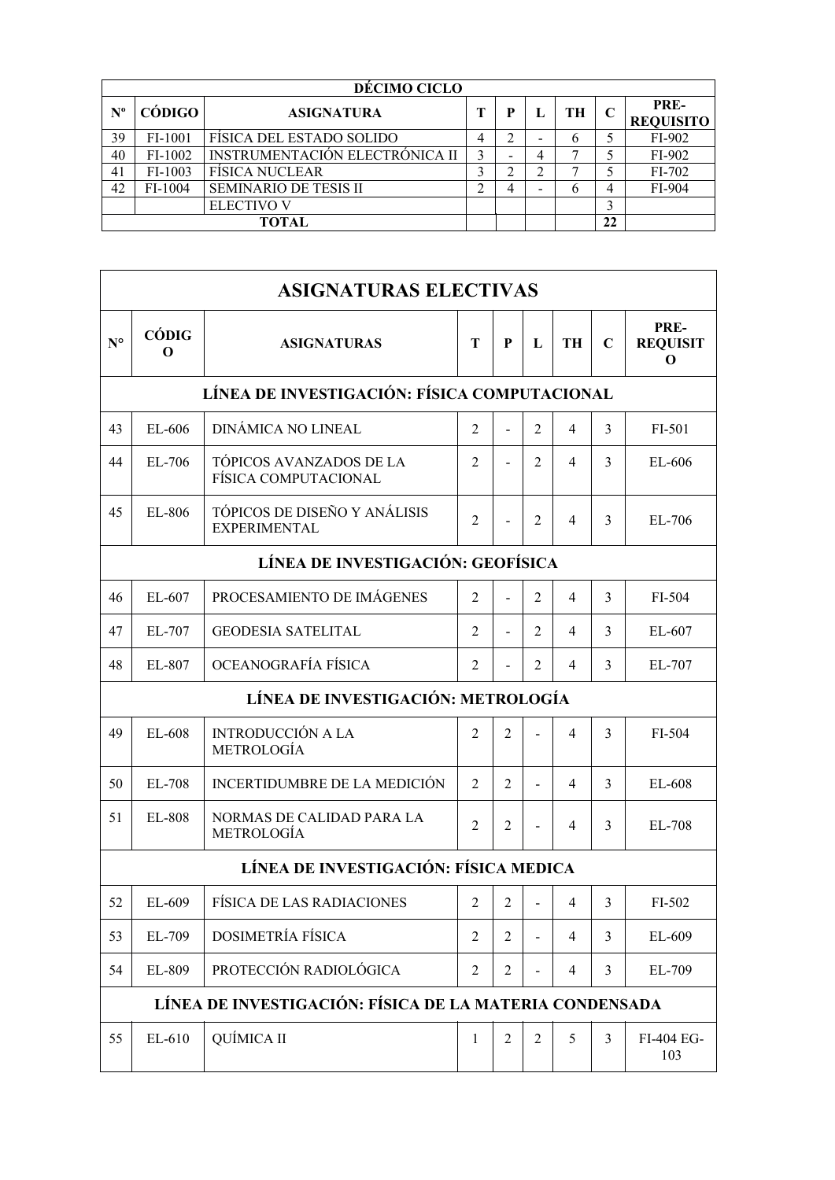| DÉCIMO CICLO | | | | | | | | |
|---|---|---|---|---|---|---|---|---|
| Nº | CÓDIGO | ASIGNATURA | T | P | L | TH | C | PRE-REQUISITO |
| 39 | FI-1001 | FÍSICA DEL ESTADO SOLIDO | 4 | 2 | - | 6 | 5 | FI-902 |
| 40 | FI-1002 | INSTRUMENTACIÓN ELECTRÓNICA II | 3 | - | 4 | 7 | 5 | FI-902 |
| 41 | FI-1003 | FÍSICA NUCLEAR | 3 | 2 | 2 | 7 | 5 | FI-702 |
| 42 | FI-1004 | SEMINARIO DE TESIS II | 2 | 4 | - | 6 | 4 | FI-904 |
| | | ELECTIVO V | | | | | 3 | |
| | | TOTAL | | | | | 22 | |

| ASIGNATURAS ELECTIVAS | | | | | | | | |
|---|---|---|---|---|---|---|---|---|
| N° | CÓDIGO | ASIGNATURAS | T | P | L | TH | C | PRE-REQUISITO |
| **LÍNEA DE INVESTIGACIÓN: FÍSICA COMPUTACIONAL** | | | | | | | | |
| 43 | EL-606 | DINÁMICA NO LINEAL | 2 | - | 2 | 4 | 3 | FI-501 |
| 44 | EL-706 | TÓPICOS AVANZADOS DE LA FÍSICA COMPUTACIONAL | 2 | - | 2 | 4 | 3 | EL-606 |
| 45 | EL-806 | TÓPICOS DE DISEÑO Y ANÁLISIS EXPERIMENTAL | 2 | - | 2 | 4 | 3 | EL-706 |
| **LÍNEA DE INVESTIGACIÓN: GEOFÍSICA** | | | | | | | | |
| 46 | EL-607 | PROCESAMIENTO DE IMÁGENES | 2 | - | 2 | 4 | 3 | FI-504 |
| 47 | EL-707 | GEODESIA SATELITAL | 2 | - | 2 | 4 | 3 | EL-607 |
| 48 | EL-807 | OCEANOGRAFÍA FÍSICA | 2 | - | 2 | 4 | 3 | EL-707 |
| **LÍNEA DE INVESTIGACIÓN: METROLOGÍA** | | | | | | | | |
| 49 | EL-608 | INTRODUCCIÓN A LA METROLOGÍA | 2 | 2 | - | 4 | 3 | FI-504 |
| 50 | EL-708 | INCERTIDUMBRE DE LA MEDICIÓN | 2 | 2 | - | 4 | 3 | EL-608 |
| 51 | EL-808 | NORMAS DE CALIDAD PARA LA METROLOGÍA | 2 | 2 | - | 4 | 3 | EL-708 |
| **LÍNEA DE INVESTIGACIÓN: FÍSICA MEDICA** | | | | | | | | |
| 52 | EL-609 | FÍSICA DE LAS RADIACIONES | 2 | 2 | - | 4 | 3 | FI-502 |
| 53 | EL-709 | DOSIMETRÍA FÍSICA | 2 | 2 | - | 4 | 3 | EL-609 |
| 54 | EL-809 | PROTECCIÓN RADIOLÓGICA | 2 | 2 | - | 4 | 3 | EL-709 |
| **LÍNEA DE INVESTIGACIÓN: FÍSICA DE LA MATERIA CONDENSADA** | | | | | | | | |
| 55 | EL-610 | QUÍMICA II | 1 | 2 | 2 | 5 | 3 | FI-404 EG-103 |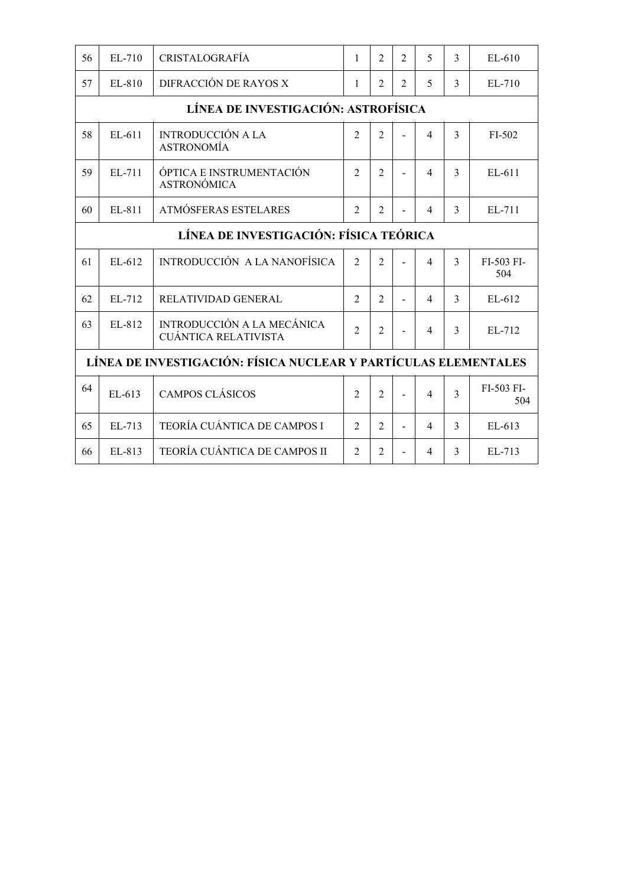| | | | | | | | | |
|---|---|---|---|---|---|---|---|---|
| 56 | EL-710 | CRISTALOGRAFÍA | 1 | 2 | 2 | 5 | 3 | EL-610 |
| 57 | EL-810 | DIFRACCIÓN DE RAYOS X | 1 | 2 | 2 | 5 | 3 | EL-710 |
| **LÍNEA DE INVESTIGACIÓN: ASTROFÍSICA** | | | | | | | | |
| 58 | EL-611 | INTRODUCCIÓN A LA ASTRONOMÍA | 2 | 2 | - | 4 | 3 | FI-502 |
| 59 | EL-711 | ÓPTICA E INSTRUMENTACIÓN ASTRONÓMICA | 2 | 2 | - | 4 | 3 | EL-611 |
| 60 | EL-811 | ATMÓSFERAS ESTELARES | 2 | 2 | - | 4 | 3 | EL-711 |
| **LÍNEA DE INVESTIGACIÓN: FÍSICA TEÓRICA** | | | | | | | | |
| 61 | EL-612 | INTRODUCCIÓN A LA NANOFÍSICA | 2 | 2 | - | 4 | 3 | FI-503 FI-504 |
| 62 | EL-712 | RELATIVIDAD GENERAL | 2 | 2 | - | 4 | 3 | EL-612 |
| 63 | EL-812 | INTRODUCCIÓN A LA MECÁNICA CUÁNTICA RELATIVISTA | 2 | 2 | - | 4 | 3 | EL-712 |
| **LÍNEA DE INVESTIGACIÓN: FÍSICA NUCLEAR Y PARTÍCULAS ELEMENTALES** | | | | | | | | |
| 64 | EL-613 | CAMPOS CLÁSICOS | 2 | 2 | - | 4 | 3 | FI-503 FI-504 |
| 65 | EL-713 | TEORÍA CUÁNTICA DE CAMPOS I | 2 | 2 | - | 4 | 3 | EL-613 |
| 66 | EL-813 | TEORÍA CUÁNTICA DE CAMPOS II | 2 | 2 | - | 4 | 3 | EL-713 |